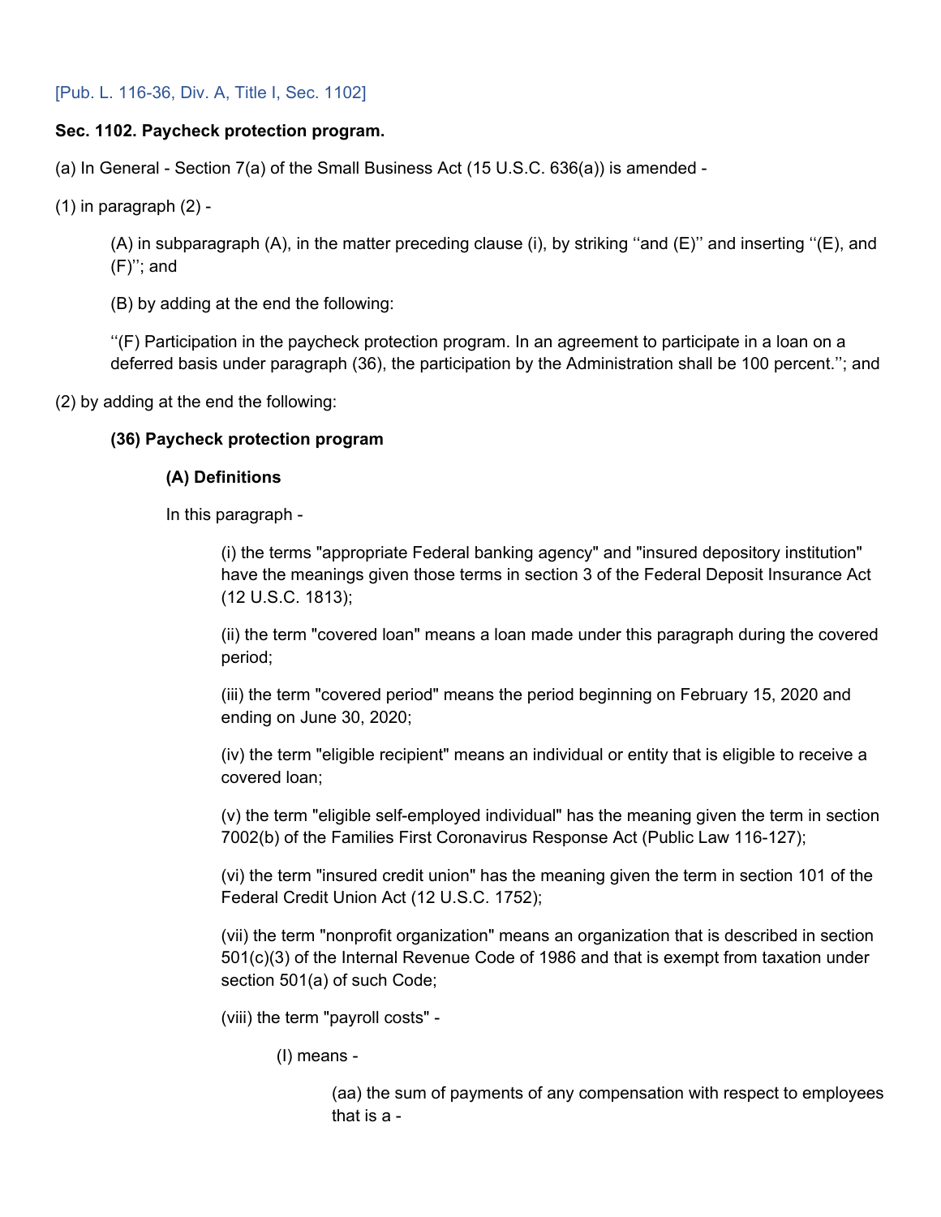[Pub. L. 116-36, Div. A, Title I, Sec. 1102]

**Sec. 1102. Paycheck protection program.**

(a) In General - Section 7(a) of the Small Business Act (15 U.S.C. 636(a)) is amended -

(1) in paragraph (2) -

> (A) in subparagraph (A), in the matter preceding clause (i), by striking ''and (E)'' and inserting ''(E), and (F)''; and
>
> (B) by adding at the end the following:
>
> ''(F) Participation in the paycheck protection program. In an agreement to participate in a loan on a deferred basis under paragraph (36), the participation by the Administration shall be 100 percent.''; and

(2) by adding at the end the following:

> **(36) Paycheck protection program**
>
> > **(A) Definitions**
> >
> > In this paragraph -
> >
> > > (i) the terms "appropriate Federal banking agency" and "insured depository institution" have the meanings given those terms in section 3 of the Federal Deposit Insurance Act (12 U.S.C. 1813);
> > >
> > > (ii) the term "covered loan" means a loan made under this paragraph during the covered period;
> > >
> > > (iii) the term "covered period" means the period beginning on February 15, 2020 and ending on June 30, 2020;
> > >
> > > (iv) the term "eligible recipient" means an individual or entity that is eligible to receive a covered loan;
> > >
> > > (v) the term "eligible self-employed individual" has the meaning given the term in section 7002(b) of the Families First Coronavirus Response Act (Public Law 116-127);
> > >
> > > (vi) the term "insured credit union" has the meaning given the term in section 101 of the Federal Credit Union Act (12 U.S.C. 1752);
> > >
> > > (vii) the term "nonprofit organization" means an organization that is described in section 501(c)(3) of the Internal Revenue Code of 1986 and that is exempt from taxation under section 501(a) of such Code;
> > >
> > > (viii) the term "payroll costs" -
> > >
> > > > (I) means -
> > > >
> > > > > (aa) the sum of payments of any compensation with respect to employees that is a -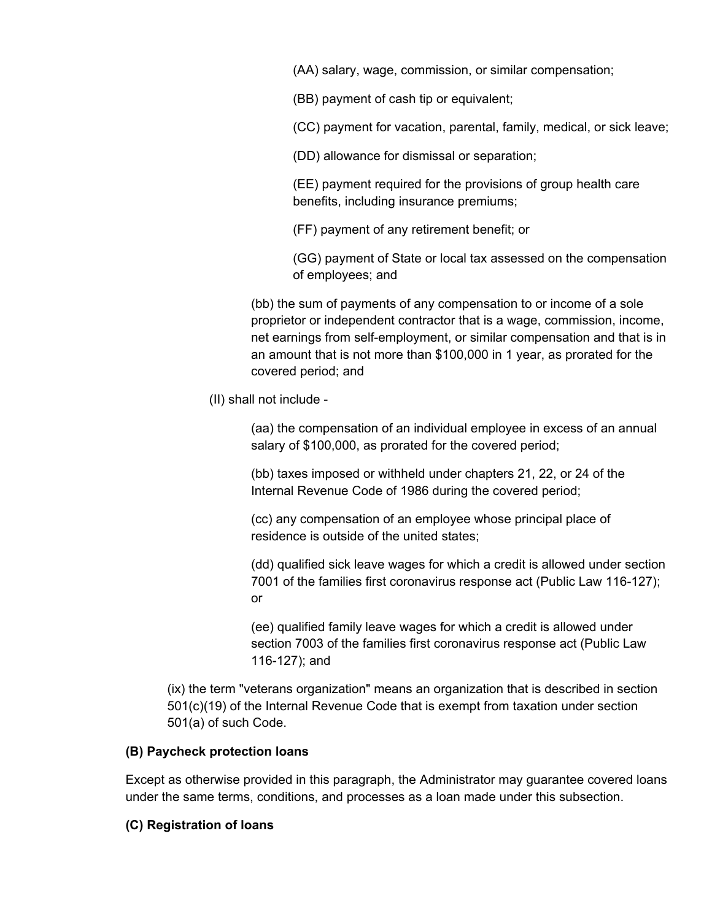(AA) salary, wage, commission, or similar compensation;

(BB) payment of cash tip or equivalent;

(CC) payment for vacation, parental, family, medical, or sick leave;

(DD) allowance for dismissal or separation;

(EE) payment required for the provisions of group health care benefits, including insurance premiums;

(FF) payment of any retirement benefit; or

(GG) payment of State or local tax assessed on the compensation of employees; and

(bb) the sum of payments of any compensation to or income of a sole proprietor or independent contractor that is a wage, commission, income, net earnings from self-employment, or similar compensation and that is in an amount that is not more than $100,000 in 1 year, as prorated for the covered period; and

(II) shall not include -

(aa) the compensation of an individual employee in excess of an annual salary of $100,000, as prorated for the covered period;

(bb) taxes imposed or withheld under chapters 21, 22, or 24 of the Internal Revenue Code of 1986 during the covered period;

(cc) any compensation of an employee whose principal place of residence is outside of the united states;

(dd) qualified sick leave wages for which a credit is allowed under section 7001 of the families first coronavirus response act (Public Law 116-127); or

(ee) qualified family leave wages for which a credit is allowed under section 7003 of the families first coronavirus response act (Public Law 116-127); and

(ix) the term "veterans organization" means an organization that is described in section 501(c)(19) of the Internal Revenue Code that is exempt from taxation under section 501(a) of such Code.

**(B) Paycheck protection loans**

Except as otherwise provided in this paragraph, the Administrator may guarantee covered loans under the same terms, conditions, and processes as a loan made under this subsection.

**(C) Registration of loans**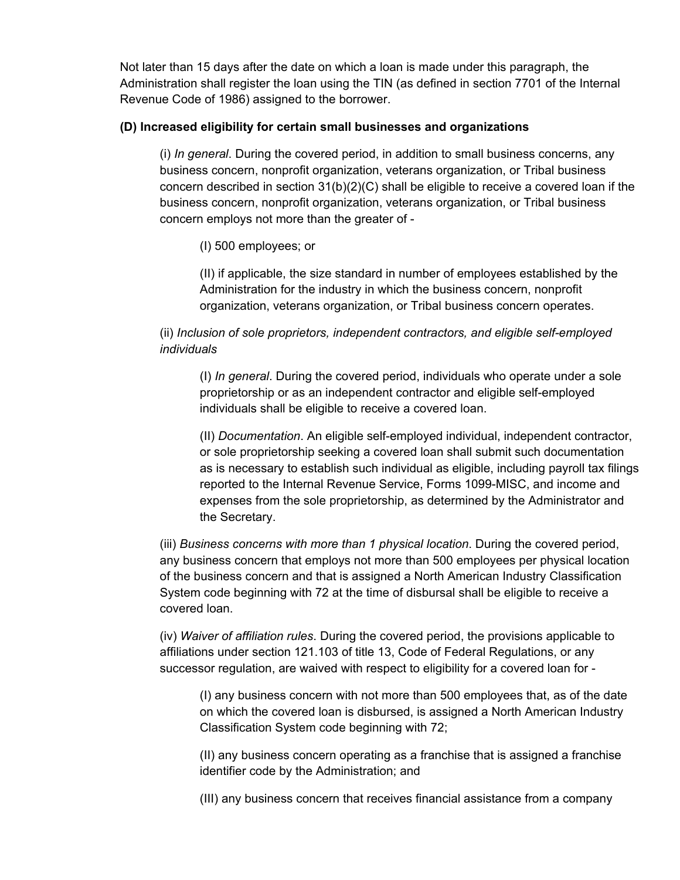Not later than 15 days after the date on which a loan is made under this paragraph, the Administration shall register the loan using the TIN (as defined in section 7701 of the Internal Revenue Code of 1986) assigned to the borrower.

**(D) Increased eligibility for certain small businesses and organizations**

(i) *In general*. During the covered period, in addition to small business concerns, any business concern, nonprofit organization, veterans organization, or Tribal business concern described in section 31(b)(2)(C) shall be eligible to receive a covered loan if the business concern, nonprofit organization, veterans organization, or Tribal business concern employs not more than the greater of -

(I) 500 employees; or

(II) if applicable, the size standard in number of employees established by the Administration for the industry in which the business concern, nonprofit organization, veterans organization, or Tribal business concern operates.

(ii) *Inclusion of sole proprietors, independent contractors, and eligible self-employed individuals*

(I) *In general*. During the covered period, individuals who operate under a sole proprietorship or as an independent contractor and eligible self-employed individuals shall be eligible to receive a covered loan.

(II) *Documentation*. An eligible self-employed individual, independent contractor, or sole proprietorship seeking a covered loan shall submit such documentation as is necessary to establish such individual as eligible, including payroll tax filings reported to the Internal Revenue Service, Forms 1099-MISC, and income and expenses from the sole proprietorship, as determined by the Administrator and the Secretary.

(iii) *Business concerns with more than 1 physical location*. During the covered period, any business concern that employs not more than 500 employees per physical location of the business concern and that is assigned a North American Industry Classification System code beginning with 72 at the time of disbursal shall be eligible to receive a covered loan.

(iv) *Waiver of affiliation rules*. During the covered period, the provisions applicable to affiliations under section 121.103 of title 13, Code of Federal Regulations, or any successor regulation, are waived with respect to eligibility for a covered loan for -

(I) any business concern with not more than 500 employees that, as of the date on which the covered loan is disbursed, is assigned a North American Industry Classification System code beginning with 72;

(II) any business concern operating as a franchise that is assigned a franchise identifier code by the Administration; and

(III) any business concern that receives financial assistance from a company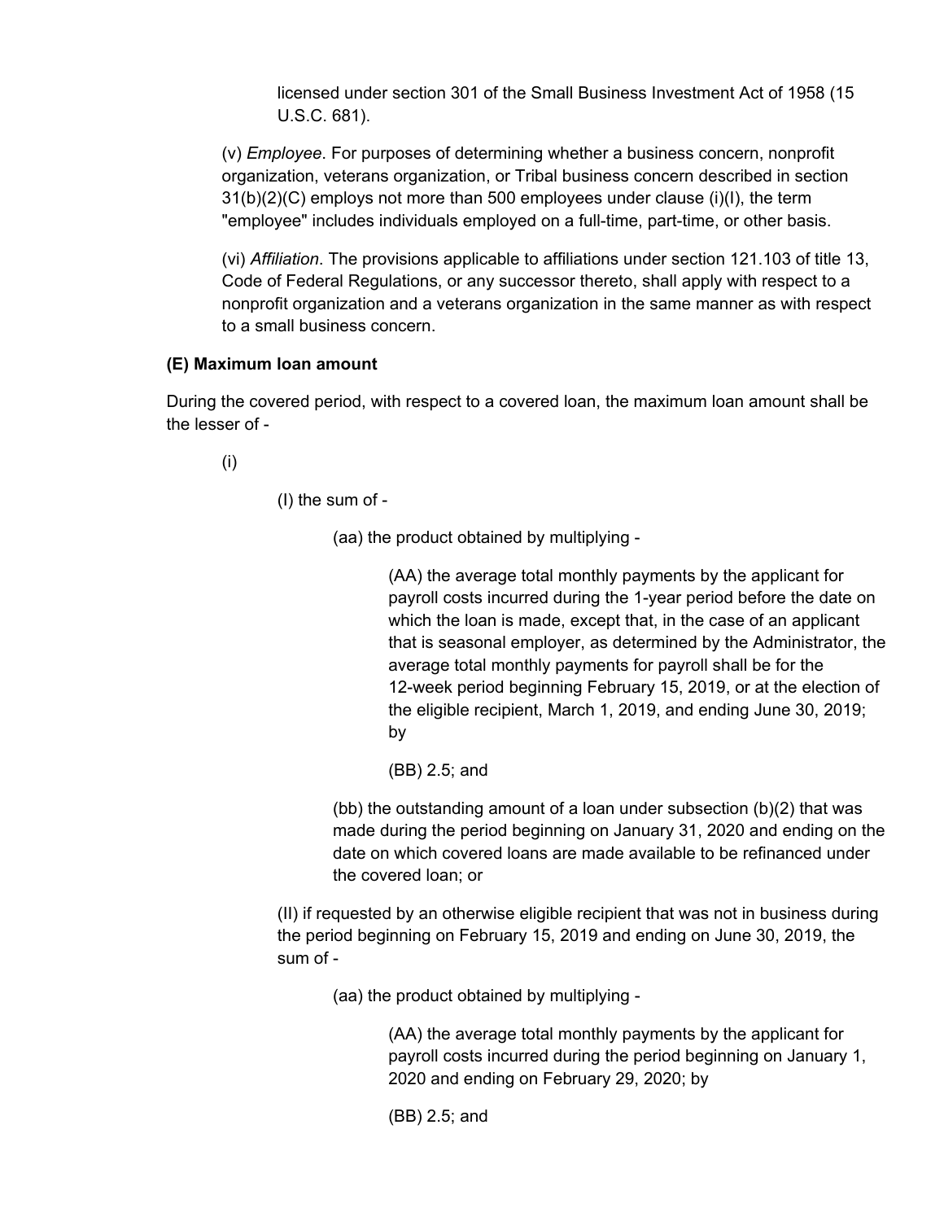licensed under section 301 of the Small Business Investment Act of 1958 (15 U.S.C. 681).

(v) *Employee*. For purposes of determining whether a business concern, nonprofit organization, veterans organization, or Tribal business concern described in section 31(b)(2)(C) employs not more than 500 employees under clause (i)(I), the term "employee" includes individuals employed on a full-time, part-time, or other basis.

(vi) *Affiliation*. The provisions applicable to affiliations under section 121.103 of title 13, Code of Federal Regulations, or any successor thereto, shall apply with respect to a nonprofit organization and a veterans organization in the same manner as with respect to a small business concern.

**(E) Maximum loan amount**

During the covered period, with respect to a covered loan, the maximum loan amount shall be the lesser of -

(i)

(I) the sum of -

(aa) the product obtained by multiplying -

(AA) the average total monthly payments by the applicant for payroll costs incurred during the 1-year period before the date on which the loan is made, except that, in the case of an applicant that is seasonal employer, as determined by the Administrator, the average total monthly payments for payroll shall be for the 12-week period beginning February 15, 2019, or at the election of the eligible recipient, March 1, 2019, and ending June 30, 2019; by

(BB) 2.5; and

(bb) the outstanding amount of a loan under subsection (b)(2) that was made during the period beginning on January 31, 2020 and ending on the date on which covered loans are made available to be refinanced under the covered loan; or

(II) if requested by an otherwise eligible recipient that was not in business during the period beginning on February 15, 2019 and ending on June 30, 2019, the sum of -

(aa) the product obtained by multiplying -

(AA) the average total monthly payments by the applicant for payroll costs incurred during the period beginning on January 1, 2020 and ending on February 29, 2020; by

(BB) 2.5; and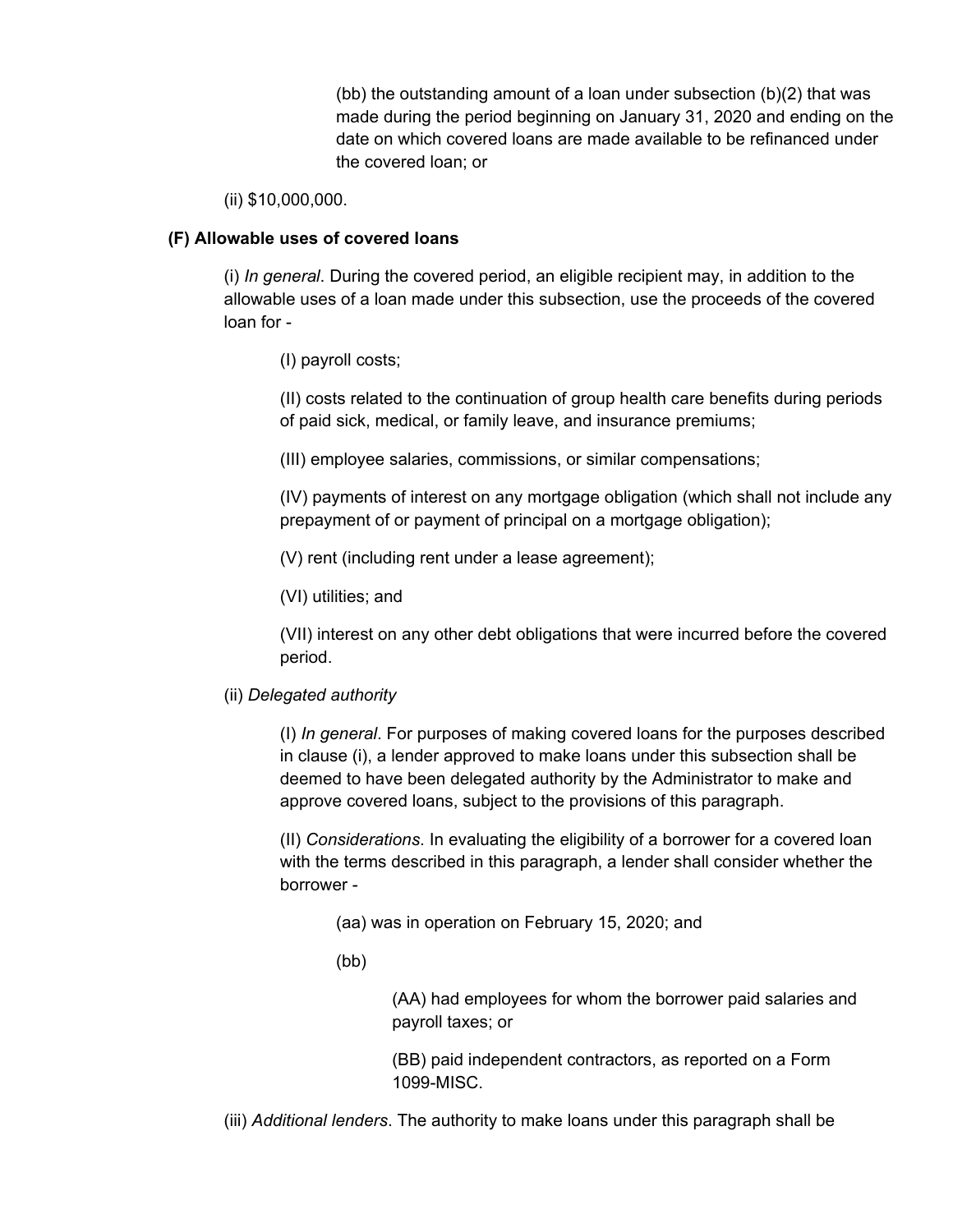(bb) the outstanding amount of a loan under subsection (b)(2) that was made during the period beginning on January 31, 2020 and ending on the date on which covered loans are made available to be refinanced under the covered loan; or

(ii) $10,000,000.

**(F) Allowable uses of covered loans**

(i) *In general*. During the covered period, an eligible recipient may, in addition to the allowable uses of a loan made under this subsection, use the proceeds of the covered loan for -

(I) payroll costs;

(II) costs related to the continuation of group health care benefits during periods of paid sick, medical, or family leave, and insurance premiums;

(III) employee salaries, commissions, or similar compensations;

(IV) payments of interest on any mortgage obligation (which shall not include any prepayment of or payment of principal on a mortgage obligation);

(V) rent (including rent under a lease agreement);

(VI) utilities; and

(VII) interest on any other debt obligations that were incurred before the covered period.

(ii) *Delegated authority*

(I) *In general*. For purposes of making covered loans for the purposes described in clause (i), a lender approved to make loans under this subsection shall be deemed to have been delegated authority by the Administrator to make and approve covered loans, subject to the provisions of this paragraph.

(II) *Considerations*. In evaluating the eligibility of a borrower for a covered loan with the terms described in this paragraph, a lender shall consider whether the borrower -

(aa) was in operation on February 15, 2020; and

(bb)

(AA) had employees for whom the borrower paid salaries and payroll taxes; or

(BB) paid independent contractors, as reported on a Form 1099-MISC.

(iii) *Additional lenders*. The authority to make loans under this paragraph shall be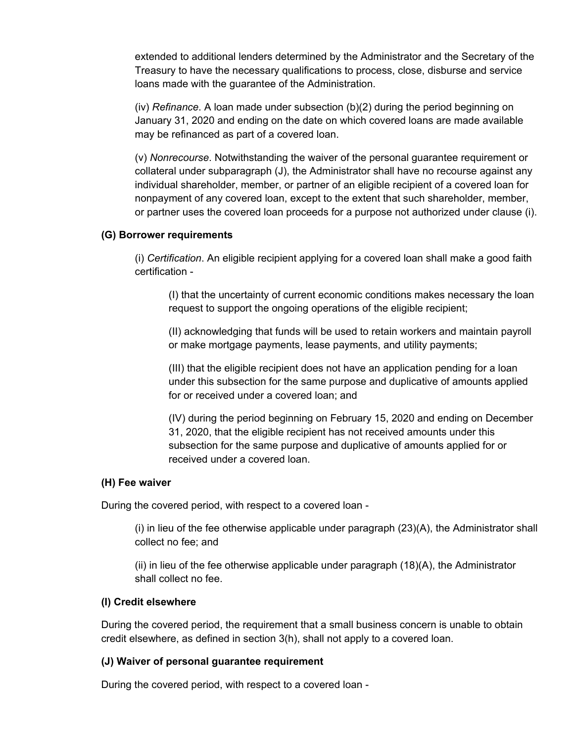extended to additional lenders determined by the Administrator and the Secretary of the Treasury to have the necessary qualifications to process, close, disburse and service loans made with the guarantee of the Administration.

(iv) *Refinance*. A loan made under subsection (b)(2) during the period beginning on January 31, 2020 and ending on the date on which covered loans are made available may be refinanced as part of a covered loan.

(v) *Nonrecourse*. Notwithstanding the waiver of the personal guarantee requirement or collateral under subparagraph (J), the Administrator shall have no recourse against any individual shareholder, member, or partner of an eligible recipient of a covered loan for nonpayment of any covered loan, except to the extent that such shareholder, member, or partner uses the covered loan proceeds for a purpose not authorized under clause (i).

**(G) Borrower requirements**

(i) *Certification*. An eligible recipient applying for a covered loan shall make a good faith certification -

(I) that the uncertainty of current economic conditions makes necessary the loan request to support the ongoing operations of the eligible recipient;

(II) acknowledging that funds will be used to retain workers and maintain payroll or make mortgage payments, lease payments, and utility payments;

(III) that the eligible recipient does not have an application pending for a loan under this subsection for the same purpose and duplicative of amounts applied for or received under a covered loan; and

(IV) during the period beginning on February 15, 2020 and ending on December 31, 2020, that the eligible recipient has not received amounts under this subsection for the same purpose and duplicative of amounts applied for or received under a covered loan.

**(H) Fee waiver**

During the covered period, with respect to a covered loan -

(i) in lieu of the fee otherwise applicable under paragraph (23)(A), the Administrator shall collect no fee; and

(ii) in lieu of the fee otherwise applicable under paragraph (18)(A), the Administrator shall collect no fee.

**(I) Credit elsewhere**

During the covered period, the requirement that a small business concern is unable to obtain credit elsewhere, as defined in section 3(h), shall not apply to a covered loan.

**(J) Waiver of personal guarantee requirement**

During the covered period, with respect to a covered loan -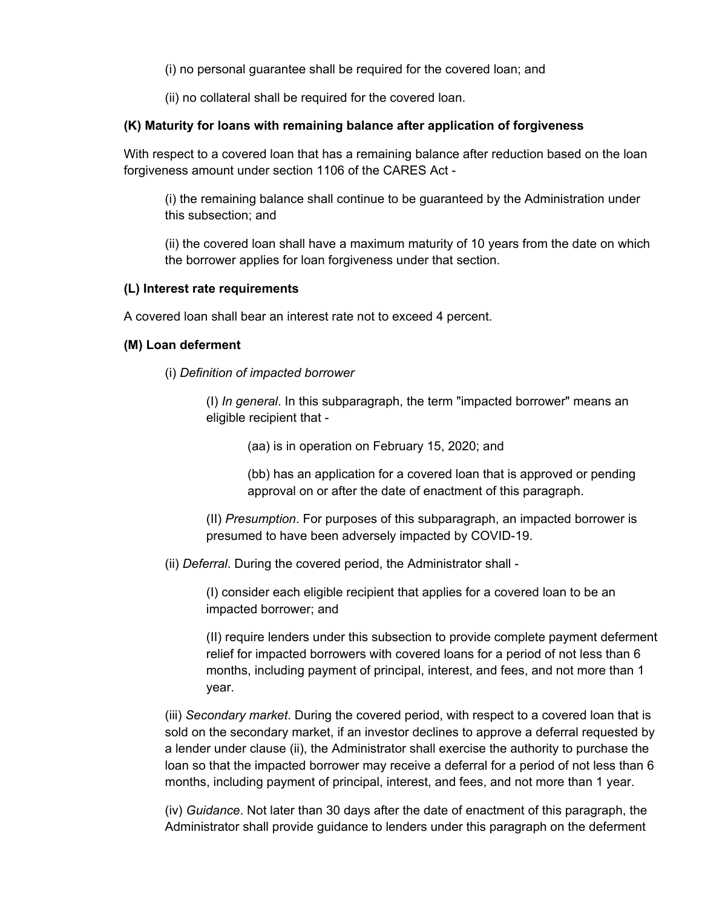(i) no personal guarantee shall be required for the covered loan; and

(ii) no collateral shall be required for the covered loan.

**(K) Maturity for loans with remaining balance after application of forgiveness**

With respect to a covered loan that has a remaining balance after reduction based on the loan forgiveness amount under section 1106 of the CARES Act -

(i) the remaining balance shall continue to be guaranteed by the Administration under this subsection; and

(ii) the covered loan shall have a maximum maturity of 10 years from the date on which the borrower applies for loan forgiveness under that section.

**(L) Interest rate requirements**

A covered loan shall bear an interest rate not to exceed 4 percent.

**(M) Loan deferment**

(i) *Definition of impacted borrower*

(I) *In general*. In this subparagraph, the term "impacted borrower" means an eligible recipient that -

(aa) is in operation on February 15, 2020; and

(bb) has an application for a covered loan that is approved or pending approval on or after the date of enactment of this paragraph.

(II) *Presumption*. For purposes of this subparagraph, an impacted borrower is presumed to have been adversely impacted by COVID-19.

(ii) *Deferral*. During the covered period, the Administrator shall -

(I) consider each eligible recipient that applies for a covered loan to be an impacted borrower; and

(II) require lenders under this subsection to provide complete payment deferment relief for impacted borrowers with covered loans for a period of not less than 6 months, including payment of principal, interest, and fees, and not more than 1 year.

(iii) *Secondary market*. During the covered period, with respect to a covered loan that is sold on the secondary market, if an investor declines to approve a deferral requested by a lender under clause (ii), the Administrator shall exercise the authority to purchase the loan so that the impacted borrower may receive a deferral for a period of not less than 6 months, including payment of principal, interest, and fees, and not more than 1 year.

(iv) *Guidance*. Not later than 30 days after the date of enactment of this paragraph, the Administrator shall provide guidance to lenders under this paragraph on the deferment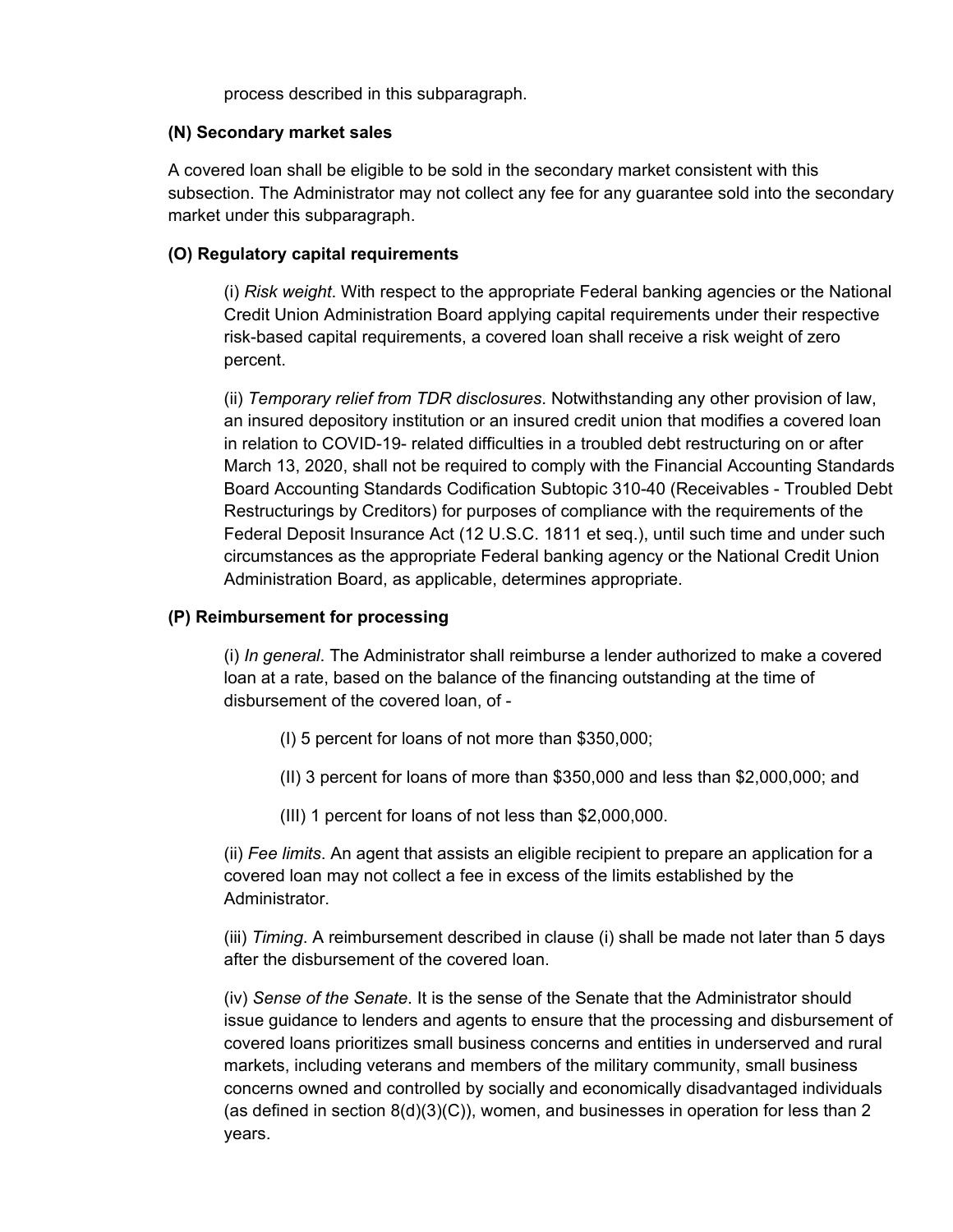process described in this subparagraph.

**(N) Secondary market sales**

A covered loan shall be eligible to be sold in the secondary market consistent with this subsection. The Administrator may not collect any fee for any guarantee sold into the secondary market under this subparagraph.

**(O) Regulatory capital requirements**

(i) *Risk weight*. With respect to the appropriate Federal banking agencies or the National Credit Union Administration Board applying capital requirements under their respective risk-based capital requirements, a covered loan shall receive a risk weight of zero percent.

(ii) *Temporary relief from TDR disclosures*. Notwithstanding any other provision of law, an insured depository institution or an insured credit union that modifies a covered loan in relation to COVID-19- related difficulties in a troubled debt restructuring on or after March 13, 2020, shall not be required to comply with the Financial Accounting Standards Board Accounting Standards Codification Subtopic 310-40 (Receivables - Troubled Debt Restructurings by Creditors) for purposes of compliance with the requirements of the Federal Deposit Insurance Act (12 U.S.C. 1811 et seq.), until such time and under such circumstances as the appropriate Federal banking agency or the National Credit Union Administration Board, as applicable, determines appropriate.

**(P) Reimbursement for processing**

(i) *In general*. The Administrator shall reimburse a lender authorized to make a covered loan at a rate, based on the balance of the financing outstanding at the time of disbursement of the covered loan, of -

(I) 5 percent for loans of not more than $350,000;

(II) 3 percent for loans of more than $350,000 and less than $2,000,000; and

(III) 1 percent for loans of not less than $2,000,000.

(ii) *Fee limits*. An agent that assists an eligible recipient to prepare an application for a covered loan may not collect a fee in excess of the limits established by the Administrator.

(iii) *Timing*. A reimbursement described in clause (i) shall be made not later than 5 days after the disbursement of the covered loan.

(iv) *Sense of the Senate*. It is the sense of the Senate that the Administrator should issue guidance to lenders and agents to ensure that the processing and disbursement of covered loans prioritizes small business concerns and entities in underserved and rural markets, including veterans and members of the military community, small business concerns owned and controlled by socially and economically disadvantaged individuals (as defined in section 8(d)(3)(C)), women, and businesses in operation for less than 2 years.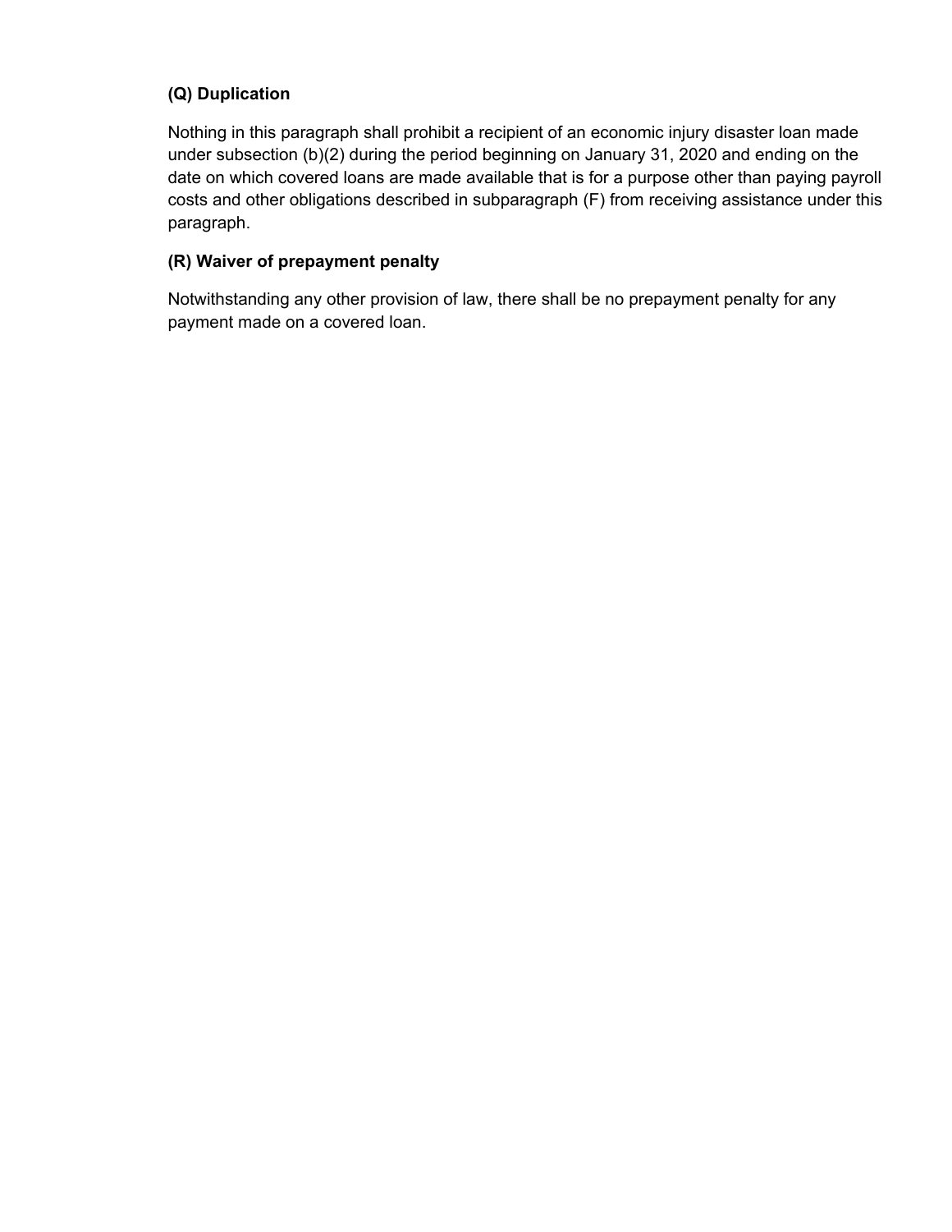**(Q) Duplication**

Nothing in this paragraph shall prohibit a recipient of an economic injury disaster loan made under subsection (b)(2) during the period beginning on January 31, 2020 and ending on the date on which covered loans are made available that is for a purpose other than paying payroll costs and other obligations described in subparagraph (F) from receiving assistance under this paragraph.

**(R) Waiver of prepayment penalty**

Notwithstanding any other provision of law, there shall be no prepayment penalty for any payment made on a covered loan.